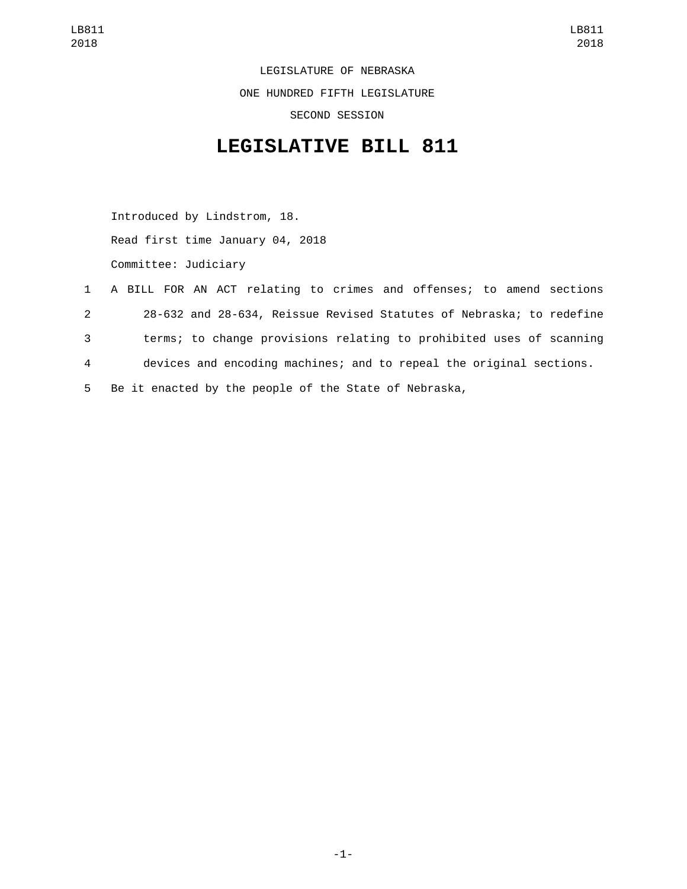LEGISLATURE OF NEBRASKA

ONE HUNDRED FIFTH LEGISLATURE

SECOND SESSION

# LEGISLATIVE BILL 811

Introduced by Lindstrom, 18.

Read first time January 04, 2018

Committee: Judiciary

1 A BILL FOR AN ACT relating to crimes and offenses; to amend sections
2 28-632 and 28-634, Reissue Revised Statutes of Nebraska; to redefine
3 terms; to change provisions relating to prohibited uses of scanning
4 devices and encoding machines; and to repeal the original sections.
5 Be it enacted by the people of the State of Nebraska,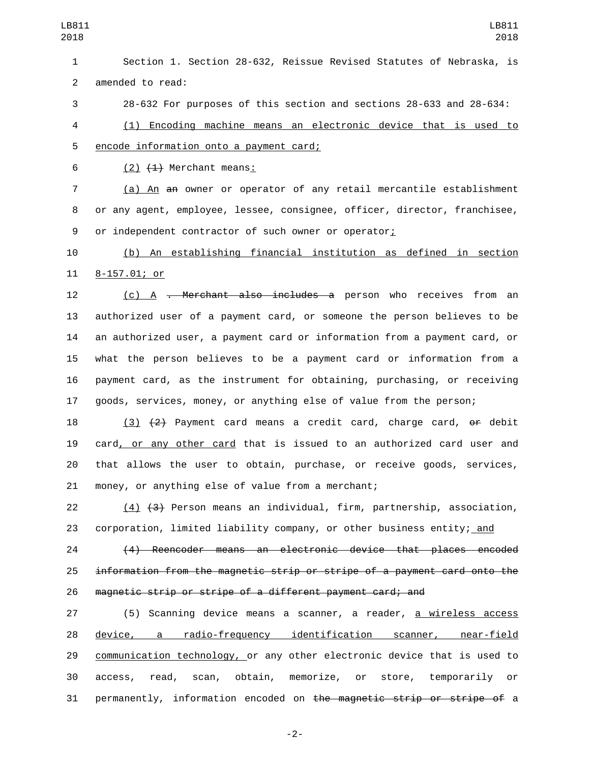Section 1. Section 28-632, Reissue Revised Statutes of Nebraska, is amended to read:

28-632 For purposes of this section and sections 28-633 and 28-634:

(1) Encoding machine means an electronic device that is used to encode information onto a payment card;

(2) ~~(1)~~ Merchant means:

(a) An ~~an~~ owner or operator of any retail mercantile establishment or any agent, employee, lessee, consignee, officer, director, franchisee, or independent contractor of such owner or operator;

(b) An establishing financial institution as defined in section 8-157.01; or

(c) A ~~. Merchant also includes a~~ person who receives from an authorized user of a payment card, or someone the person believes to be an authorized user, a payment card or information from a payment card, or what the person believes to be a payment card or information from a payment card, as the instrument for obtaining, purchasing, or receiving goods, services, money, or anything else of value from the person;

(3) ~~(2)~~ Payment card means a credit card, charge card, ~~or~~ debit card, or any other card that is issued to an authorized card user and that allows the user to obtain, purchase, or receive goods, services, money, or anything else of value from a merchant;

(4) ~~(3)~~ Person means an individual, firm, partnership, association, corporation, limited liability company, or other business entity; and

~~(4) Reencoder means an electronic device that places encoded information from the magnetic strip or stripe of a payment card onto the magnetic strip or stripe of a different payment card; and~~

(5) Scanning device means a scanner, a reader, a wireless access device, a radio-frequency identification scanner, near-field communication technology, or any other electronic device that is used to access, read, scan, obtain, memorize, or store, temporarily or permanently, information encoded on ~~the magnetic strip or stripe of~~ a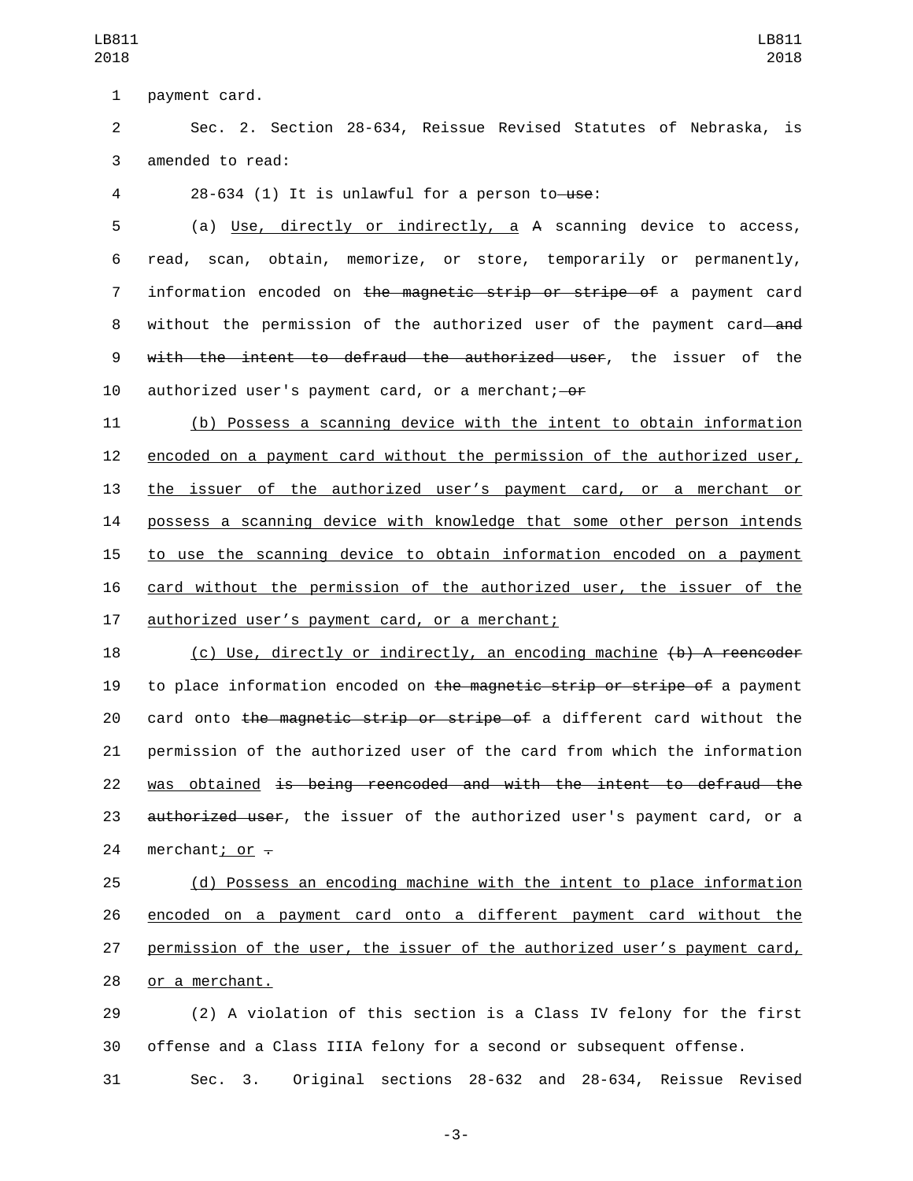payment card.

Sec. 2. Section 28-634, Reissue Revised Statutes of Nebraska, is amended to read:

28-634 (1) It is unlawful for a person to ~~use~~:

(a) Use, directly or indirectly, a ~~A~~ scanning device to access, read, scan, obtain, memorize, or store, temporarily or permanently, information encoded on ~~the magnetic strip or stripe of~~ a payment card without the permission of the authorized user of the payment card ~~and with the intent to defraud the authorized user~~, the issuer of the authorized user's payment card, or a merchant; ~~or~~

(b) Possess a scanning device with the intent to obtain information encoded on a payment card without the permission of the authorized user, the issuer of the authorized user's payment card, or a merchant or possess a scanning device with knowledge that some other person intends to use the scanning device to obtain information encoded on a payment card without the permission of the authorized user, the issuer of the authorized user's payment card, or a merchant;

(c) Use, directly or indirectly, an encoding machine ~~(b) A reencoder~~ to place information encoded on ~~the magnetic strip or stripe of~~ a payment card onto ~~the magnetic strip or stripe of~~ a different card without the permission of the authorized user of the card from which the information was obtained ~~is being reencoded and with the intent to defraud the authorized user~~, the issuer of the authorized user's payment card, or a merchant; or ~~.~~

(d) Possess an encoding machine with the intent to place information encoded on a payment card onto a different payment card without the permission of the user, the issuer of the authorized user's payment card, or a merchant.

(2) A violation of this section is a Class IV felony for the first offense and a Class IIIA felony for a second or subsequent offense.

Sec. 3. Original sections 28-632 and 28-634, Reissue Revised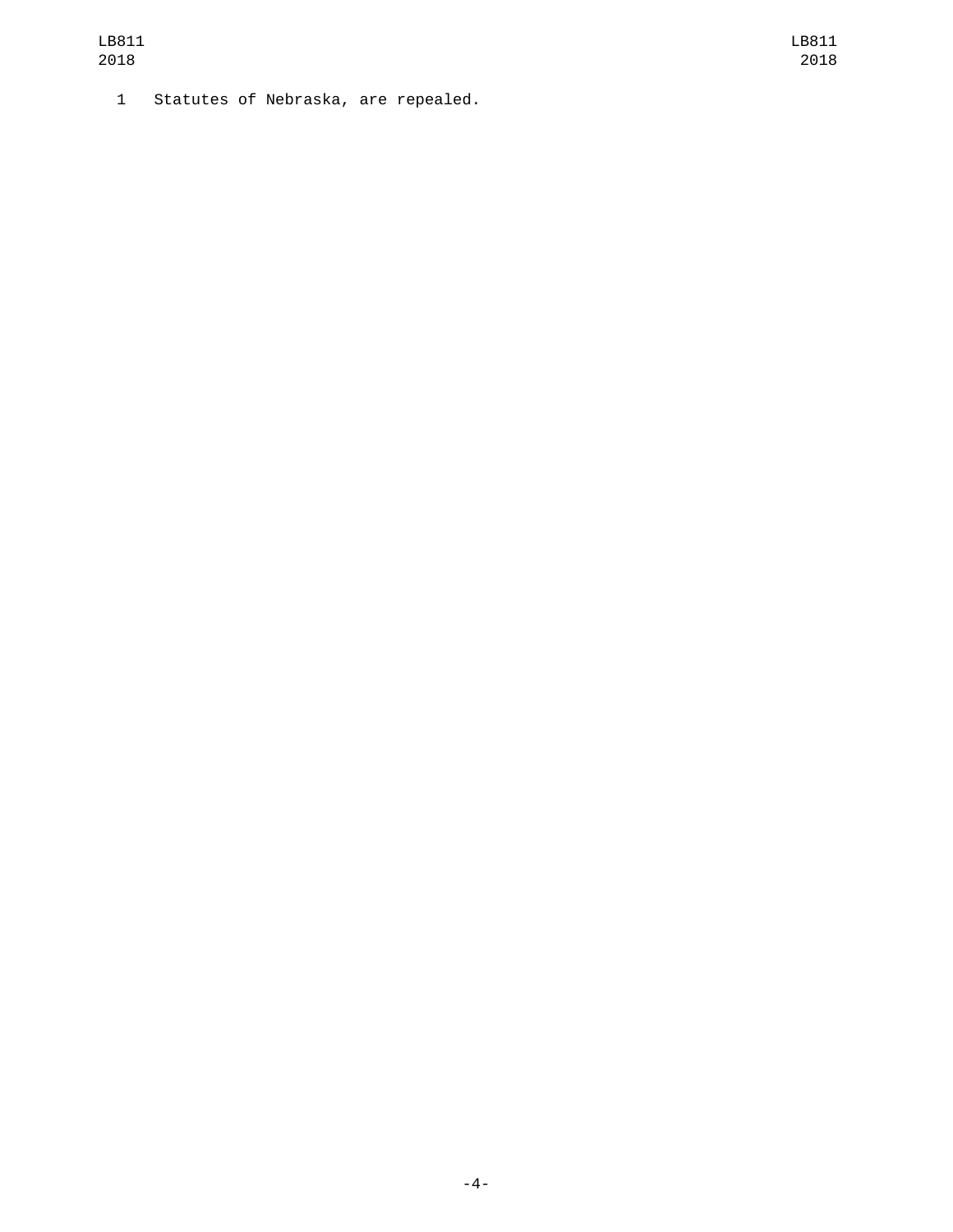Statutes of Nebraska, are repealed.